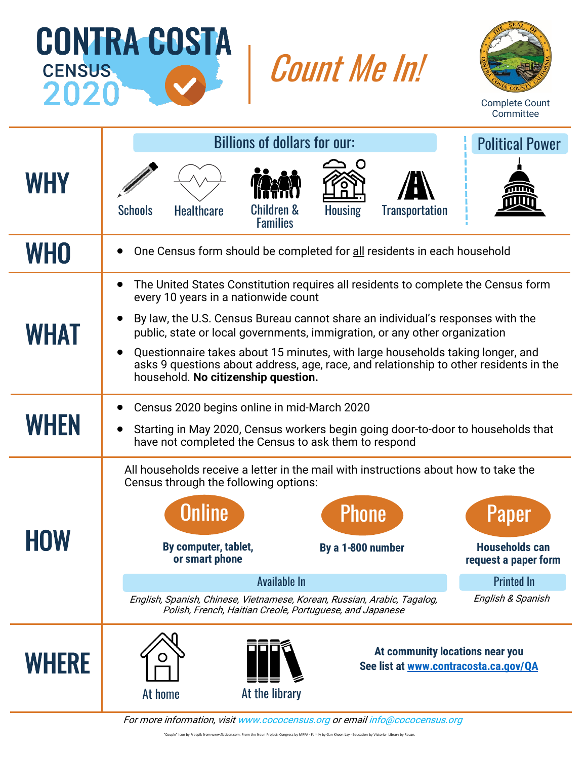# CONTRA COSTA CENSUS 2020

## Count Me In!

Complete Count Committee

## WHY

Billions of dollars for our:

Schools | Healthcare | Children & Families | Housing | Transportation

Political Power

## WHO

- One Census form should be completed for all residents in each household

## WHAT

- The United States Constitution requires all residents to complete the Census form every 10 years in a nationwide count
- By law, the U.S. Census Bureau cannot share an individual's responses with the public, state or local governments, immigration, or any other organization
- Questionnaire takes about 15 minutes, with large households taking longer, and asks 9 questions about address, age, race, and relationship to other residents in the household. **No citizenship question.**

## WHEN

- Census 2020 begins online in mid-March 2020
- Starting in May 2020, Census workers begin going door-to-door to households that have not completed the Census to ask them to respond

## HOW

All households receive a letter in the mail with instructions about how to take the Census through the following options:

**Online** — **By computer, tablet, or smart phone**

**Phone** — **By a 1-800 number**

**Paper** — **Households can request a paper form**

Available In: *English, Spanish, Chinese, Vietnamese, Korean, Russian, Arabic, Tagalog, Polish, French, Haitian Creole, Portuguese, and Japanese*

Printed In: *English & Spanish*

## WHERE

At home

At the library

**At community locations near you**
**See list at www.contracosta.ca.gov/QA**

*For more information, visit www.cococensus.org or email info@cococensus.org*

"Couple" icon by Freepik from www.flaticon.com. From the Noun Project: Congress by MRFA · Family by Gan Khoon Lay · Education by Victoria · Library by Rauan.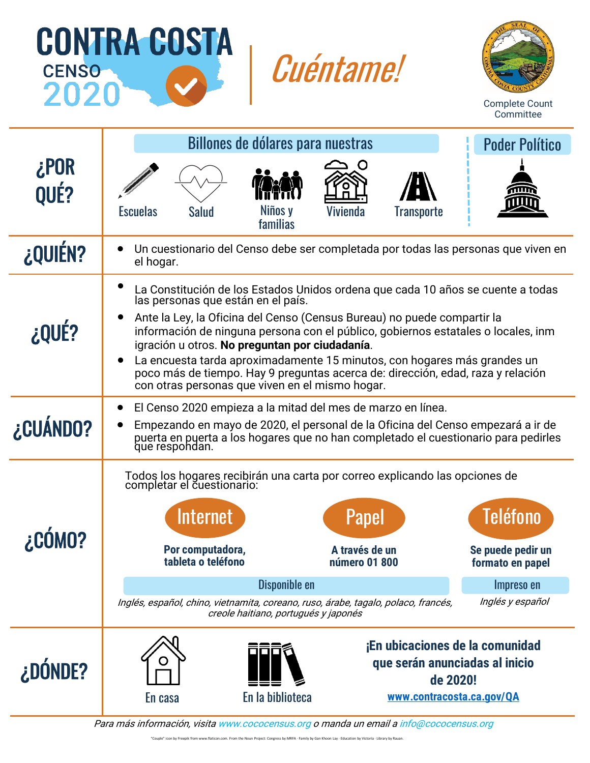# CONTRA COSTA CENSO 2020

## Cuéntame!

Complete Count Committee

## ¿POR QUÉ?

Billones de dólares para nuestras

- Escuelas
- Salud
- Niños y familias
- Vivienda
- Transporte

Poder Político

## ¿QUIÉN?

- Un cuestionario del Censo debe ser completada por todas las personas que viven en el hogar.

## ¿QUÉ?

- La Constitución de los Estados Unidos ordena que cada 10 años se cuente a todas las personas que están en el país.
- Ante la Ley, la Oficina del Censo (Census Bureau) no puede compartir la información de ninguna persona con el público, gobiernos estatales o locales, inm igración u otros. **No preguntan por ciudadanía**.
- La encuesta tarda aproximadamente 15 minutos, con hogares más grandes un poco más de tiempo. Hay 9 preguntas acerca de: dirección, edad, raza y relación con otras personas que viven en el mismo hogar.

## ¿CUÁNDO?

- El Censo 2020 empieza a la mitad del mes de marzo en línea.
- Empezando en mayo de 2020, el personal de la Oficina del Censo empezará a ir de puerta en puerta a los hogares que no han completado el cuestionario para pedirles que respondan.

## ¿CÓMO?

Todos los hogares recibirán una carta por correo explicando las opciones de completar el cuestionario:

**Internet** — **Por computadora, tableta o teléfono**

**Papel** — **A través de un número 01 800**

**Teléfono** — **Se puede pedir un formato en papel**

Disponible en

*Inglés, español, chino, vietnamita, coreano, ruso, árabe, tagalo, polaco, francés, creole haitiano, portugués y japonés*

Impreso en

*Inglés y español*

## ¿DÓNDE?

- En casa
- En la biblioteca

**¡En ubicaciones de la comunidad que serán anunciadas al inicio de 2020!**

**www.contracosta.ca.gov/QA**

*Para más información, visita www.cococensus.org o manda un email a info@cococensus.org*

"Couple" icon by Freepik from www.flaticon.com. From the Noun Project: Congress by MRFA · Family by Gan Khoon Lay · Education by Victoria · Library by Rauan.